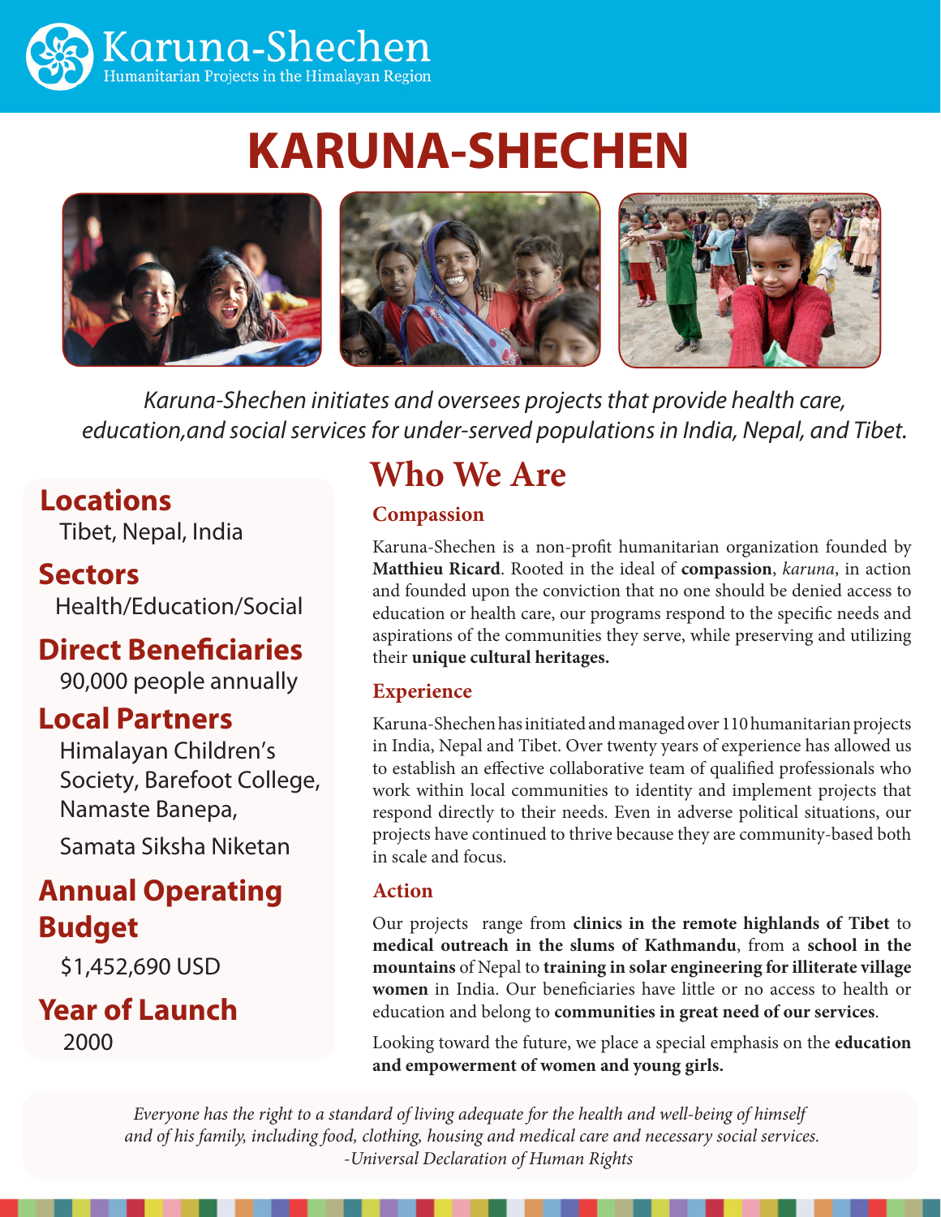Karuna-Shechen
Humanitarian Projects in the Himalayan Region

# KARUNA-SHECHEN

*Karuna-Shechen initiates and oversees projects that provide health care, education,and social services for under-served populations in India, Nepal, and Tibet.*

## Locations
Tibet, Nepal, India

## Sectors
Health/Education/Social

## Direct Beneficiaries
90,000 people annually

## Local Partners
Himalayan Children's Society, Barefoot College, Namaste Banepa,

Samata Siksha Niketan

## Annual Operating Budget
$1,452,690 USD

## Year of Launch
2000

## Who We Are

### Compassion

Karuna-Shechen is a non-profit humanitarian organization founded by **Matthieu Ricard**. Rooted in the ideal of **compassion**, *karuna*, in action and founded upon the conviction that no one should be denied access to education or health care, our programs respond to the specific needs and aspirations of the communities they serve, while preserving and utilizing their **unique cultural heritages.**

### Experience

Karuna-Shechen has initiated and managed over 110 humanitarian projects in India, Nepal and Tibet. Over twenty years of experience has allowed us to establish an effective collaborative team of qualified professionals who work within local communities to identity and implement projects that respond directly to their needs. Even in adverse political situations, our projects have continued to thrive because they are community-based both in scale and focus.

### Action

Our projects range from **clinics in the remote highlands of Tibet** to **medical outreach in the slums of Kathmandu**, from a **school in the mountains** of Nepal to **training in solar engineering for illiterate village women** in India. Our beneficiaries have little or no access to health or education and belong to **communities in great need of our services**.

Looking toward the future, we place a special emphasis on the **education and empowerment of women and young girls.**

*Everyone has the right to a standard of living adequate for the health and well-being of himself and of his family, including food, clothing, housing and medical care and necessary social services.*
*-Universal Declaration of Human Rights*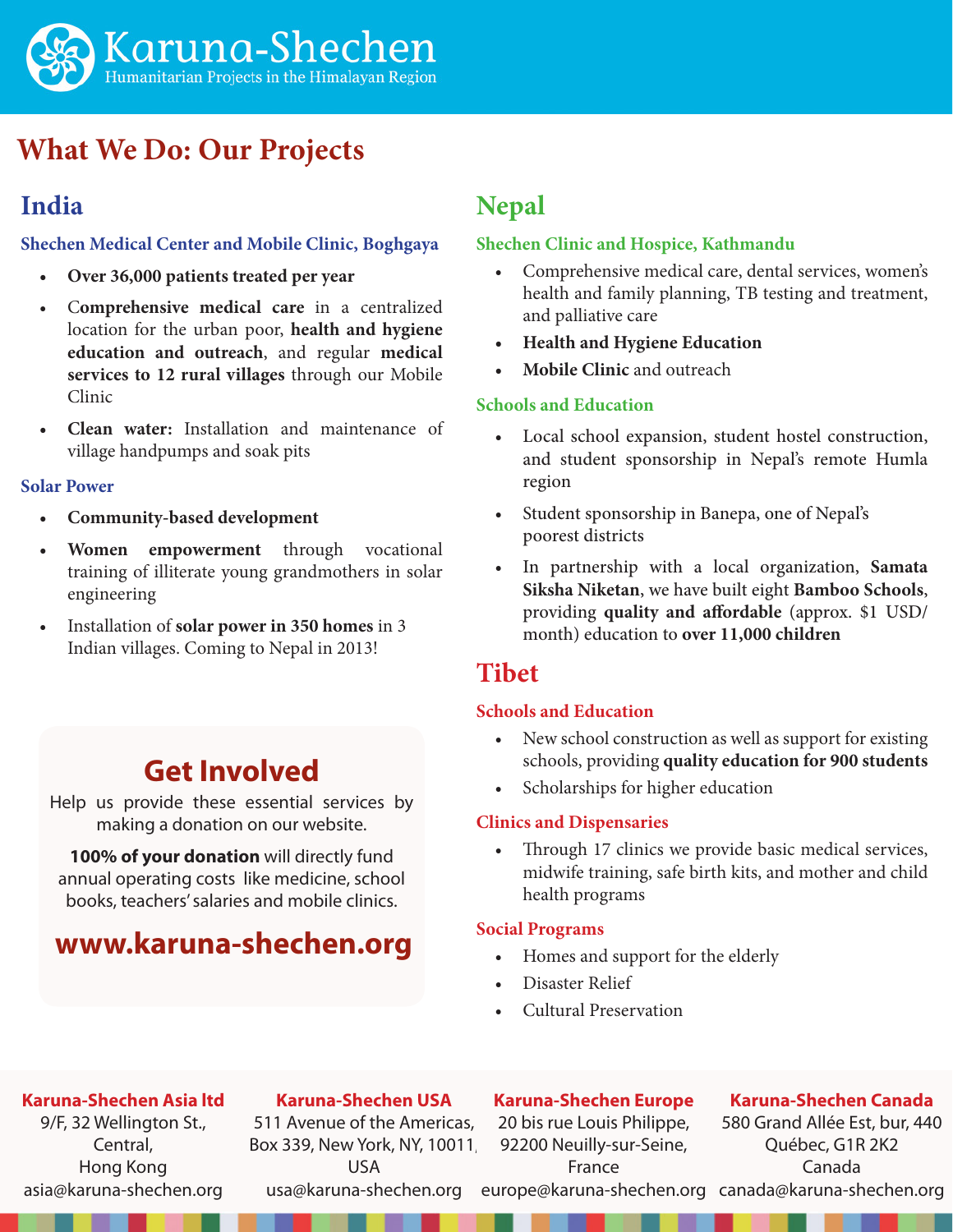# Karuna-Shechen

Humanitarian Projects in the Himalayan Region

## What We Do: Our Projects

## India

### Shechen Medical Center and Mobile Clinic, Boghgaya

- **Over 36,000 patients treated per year**
- C**omprehensive medical care** in a centralized location for the urban poor, **health and hygiene education and outreach**, and regular **medical services to 12 rural villages** through our Mobile Clinic
- **Clean water:** Installation and maintenance of village handpumps and soak pits

### Solar Power

- **Community-based development**
- **Women empowerment** through vocational training of illiterate young grandmothers in solar engineering
- Installation of **solar power in 350 homes** in 3 Indian villages. Coming to Nepal in 2013!

## Get Involved

Help us provide these essential services by making a donation on our website.

**100% of your donation** will directly fund annual operating costs like medicine, school books, teachers' salaries and mobile clinics.

**www.karuna-shechen.org**

## Nepal

### Shechen Clinic and Hospice, Kathmandu

- Comprehensive medical care, dental services, women's health and family planning, TB testing and treatment, and palliative care
- **Health and Hygiene Education**
- **Mobile Clinic** and outreach

### Schools and Education

- Local school expansion, student hostel construction, and student sponsorship in Nepal's remote Humla region
- Student sponsorship in Banepa, one of Nepal's poorest districts
- In partnership with a local organization, **Samata Siksha Niketan**, we have built eight **Bamboo Schools**, providing **quality and affordable** (approx. $1 USD/ month) education to **over 11,000 children**

## Tibet

### Schools and Education

- New school construction as well as support for existing schools, providing **quality education for 900 students**
- Scholarships for higher education

### Clinics and Dispensaries

- Through 17 clinics we provide basic medical services, midwife training, safe birth kits, and mother and child health programs

### Social Programs

- Homes and support for the elderly
- Disaster Relief
- Cultural Preservation

**Karuna-Shechen Asia ltd**
9/F, 32 Wellington St.,
Central,
Hong Kong
asia@karuna-shechen.org

**Karuna-Shechen USA**
511 Avenue of the Americas,
Box 339, New York, NY, 10011,
USA
usa@karuna-shechen.org

**Karuna-Shechen Europe**
20 bis rue Louis Philippe,
92200 Neuilly-sur-Seine,
France
europe@karuna-shechen.org

**Karuna-Shechen Canada**
580 Grand Allée Est, bur, 440
Québec, G1R 2K2
Canada
canada@karuna-shechen.org